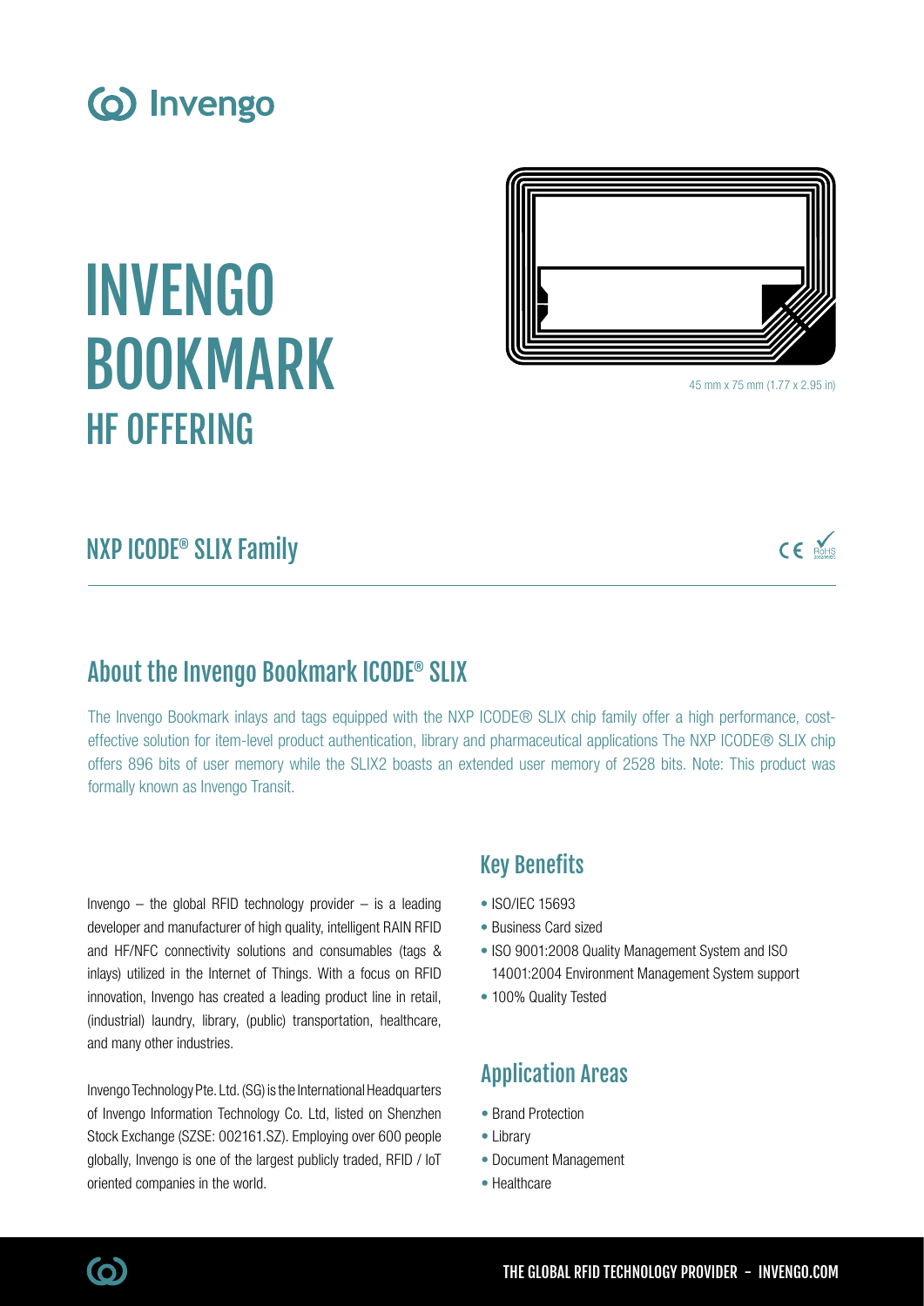Invengo

# INVENGO BOOKMARK
## HF OFFERING

45 mm x 75 mm (1.77 x 2.95 in)

## NXP ICODE® SLIX Family

## About the Invengo Bookmark ICODE® SLIX

The Invengo Bookmark inlays and tags equipped with the NXP ICODE® SLIX chip family offer a high performance, cost-effective solution for item-level product authentication, library and pharmaceutical applications The NXP ICODE® SLIX chip offers 896 bits of user memory while the SLIX2 boasts an extended user memory of 2528 bits. Note: This product was formally known as Invengo Transit.

Invengo – the global RFID technology provider – is a leading developer and manufacturer of high quality, intelligent RAIN RFID and HF/NFC connectivity solutions and consumables (tags & inlays) utilized in the Internet of Things. With a focus on RFID innovation, Invengo has created a leading product line in retail, (industrial) laundry, library, (public) transportation, healthcare, and many other industries.

Invengo Technology Pte. Ltd. (SG) is the International Headquarters of Invengo Information Technology Co. Ltd, listed on Shenzhen Stock Exchange (SZSE: 002161.SZ). Employing over 600 people globally, Invengo is one of the largest publicly traded, RFID / IoT oriented companies in the world.

### Key Benefits

- ISO/IEC 15693
- Business Card sized
- ISO 9001:2008 Quality Management System and ISO 14001:2004 Environment Management System support
- 100% Quality Tested

### Application Areas

- Brand Protection
- Library
- Document Management
- Healthcare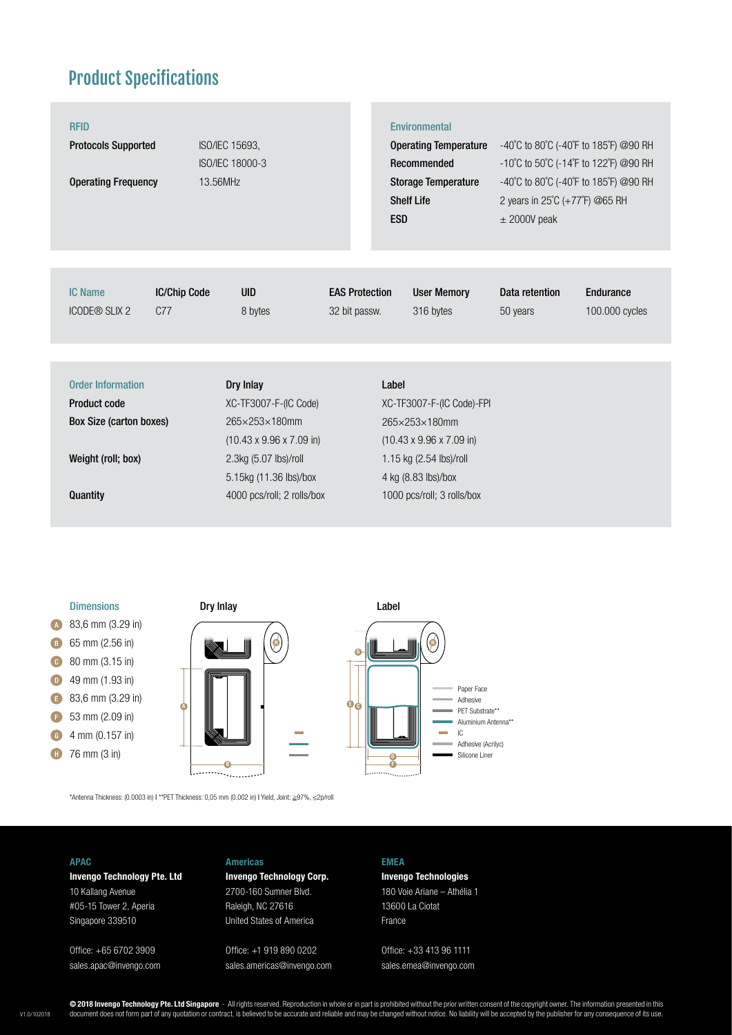# Product Specifications

### RFID

| | |
|---|---|
| **Protocols Supported** | ISO/IEC 15693, ISO/IEC 18000-3 |
| **Operating Frequency** | 13.56MHz |

### Environmental

| | |
|---|---|
| **Operating Temperature** | -40˚C to 80˚C (-40˚F to 185˚F) @90 RH |
| **Recommended** | -10˚C to 50˚C (-14˚F to 122˚F) @90 RH |
| **Storage Temperature** | -40˚C to 80˚C (-40˚F to 185˚F) @90 RH |
| **Shelf Life** | 2 years in 25˚C (+77˚F) @65 RH |
| **ESD** | ± 2000V peak |

| IC Name | IC/Chip Code | UID | EAS Protection | User Memory | Data retention | Endurance |
|---|---|---|---|---|---|---|
| ICODE® SLIX 2 | C77 | 8 bytes | 32 bit passw. | 316 bytes | 50 years | 100.000 cycles |

| Order Information | Dry Inlay | Label |
|---|---|---|
| **Product code** | XC-TF3007-F-(IC Code) | XC-TF3007-F-(IC Code)-FPI |
| **Box Size (carton boxes)** | 265×253×180mm (10.43 x 9.96 x 7.09 in) | 265×253×180mm (10.43 x 9.96 x 7.09 in) |
| **Weight (roll; box)** | 2.3kg (5.07 lbs)/roll 5.15kg (11.36 lbs)/box | 1.15 kg (2.54 lbs)/roll 4 kg (8.83 lbs)/box |
| **Quantity** | 4000 pcs/roll; 2 rolls/box | 1000 pcs/roll; 3 rolls/box |

### Dimensions

- A 83,6 mm (3.29 in)
- B 65 mm (2.56 in)
- C 80 mm (3.15 in)
- D 49 mm (1.93 in)
- E 83,6 mm (3.29 in)
- F 53 mm (2.09 in)
- G 4 mm (0.157 in)
- H 76 mm (3 in)

Dry Inlay

Label

Paper Face
Adhesive
PET Substrate**
Aluminium Antenna**
IC
Adhesive (Acrilyc)
Silicone Liner

*Antenna Thickness: (0.0003 in) I **PET Thickness: 0,05 mm (0.002 in) I Yield, Joint: ≧97%, ≤2p/roll

**APAC**
**Invengo Technology Pte. Ltd**
10 Kallang Avenue
#05-15 Tower 2, Aperia
Singapore 339510

Office: +65 6702 3909
sales.apac@invengo.com

**Americas**
**Invengo Technology Corp.**
2700-160 Sumner Blvd.
Raleigh, NC 27616
United States of America

Office: +1 919 890 0202
sales.americas@invengo.com

**EMEA**
**Invengo Technologies**
180 Voie Ariane – Athélia 1
13600 La Ciotat
France

Office: +33 413 96 1111
sales.emea@invengo.com

**© 2018 Invengo Technology Pte. Ltd Singapore** - All rights reserved. Reproduction in whole or in part is prohibited without the prior written consent of the copyright owner. The information presented in this document does not form part of any quotation or contract, is believed to be accurate and reliable and may be changed without notice. No liability will be accepted by the publisher for any consequence of its use.

V1.0/102018